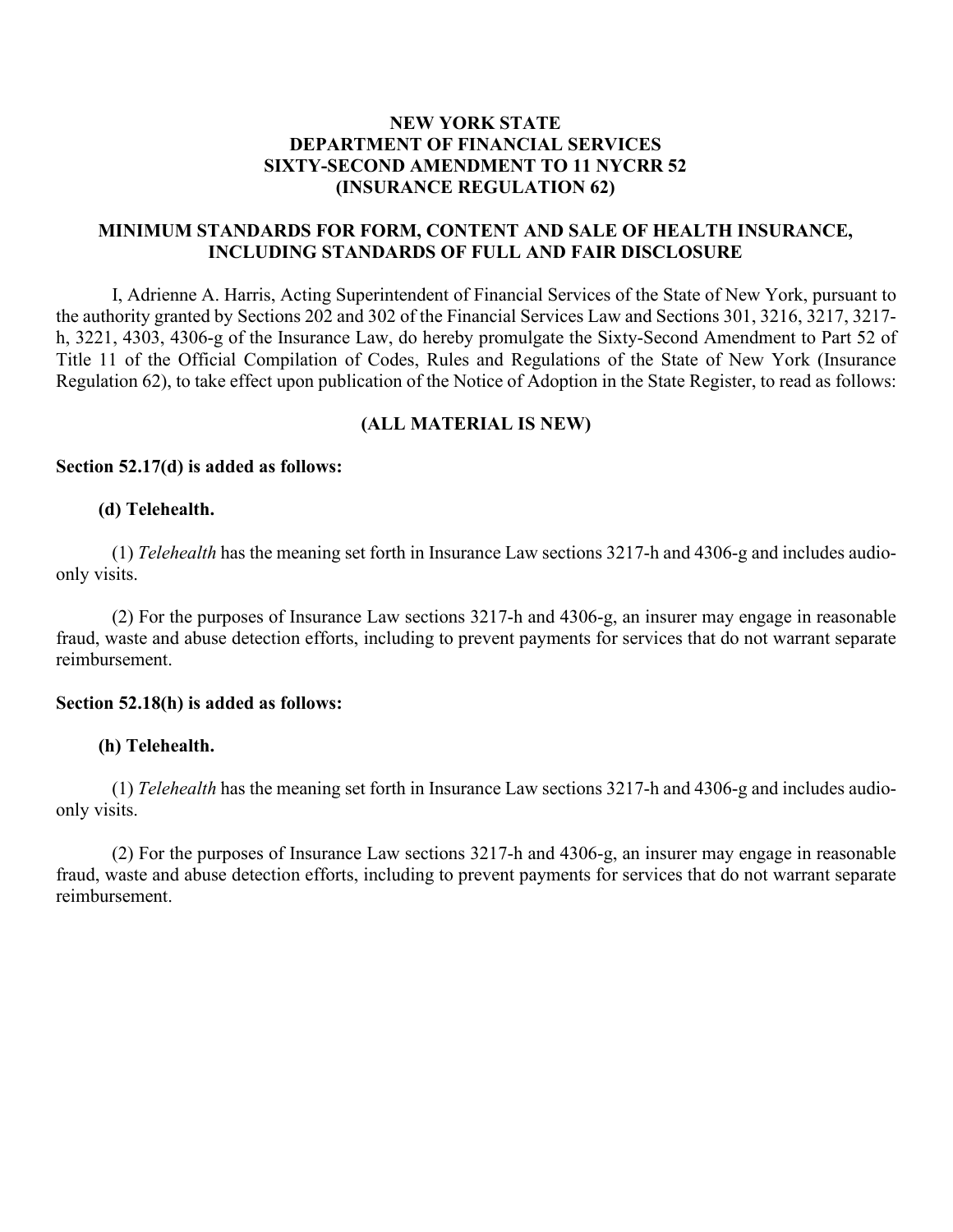# NEW YORK STATE
# DEPARTMENT OF FINANCIAL SERVICES
# SIXTY-SECOND AMENDMENT TO 11 NYCRR 52
# (INSURANCE REGULATION 62)

## MINIMUM STANDARDS FOR FORM, CONTENT AND SALE OF HEALTH INSURANCE, INCLUDING STANDARDS OF FULL AND FAIR DISCLOSURE

I, Adrienne A. Harris, Acting Superintendent of Financial Services of the State of New York, pursuant to the authority granted by Sections 202 and 302 of the Financial Services Law and Sections 301, 3216, 3217, 3217-h, 3221, 4303, 4306-g of the Insurance Law, do hereby promulgate the Sixty-Second Amendment to Part 52 of Title 11 of the Official Compilation of Codes, Rules and Regulations of the State of New York (Insurance Regulation 62), to take effect upon publication of the Notice of Adoption in the State Register, to read as follows:

**(ALL MATERIAL IS NEW)**

**Section 52.17(d) is added as follows:**

**(d) Telehealth.**

(1) *Telehealth* has the meaning set forth in Insurance Law sections 3217-h and 4306-g and includes audio-only visits.

(2) For the purposes of Insurance Law sections 3217-h and 4306-g, an insurer may engage in reasonable fraud, waste and abuse detection efforts, including to prevent payments for services that do not warrant separate reimbursement.

**Section 52.18(h) is added as follows:**

**(h) Telehealth.**

(1) *Telehealth* has the meaning set forth in Insurance Law sections 3217-h and 4306-g and includes audio-only visits.

(2) For the purposes of Insurance Law sections 3217-h and 4306-g, an insurer may engage in reasonable fraud, waste and abuse detection efforts, including to prevent payments for services that do not warrant separate reimbursement.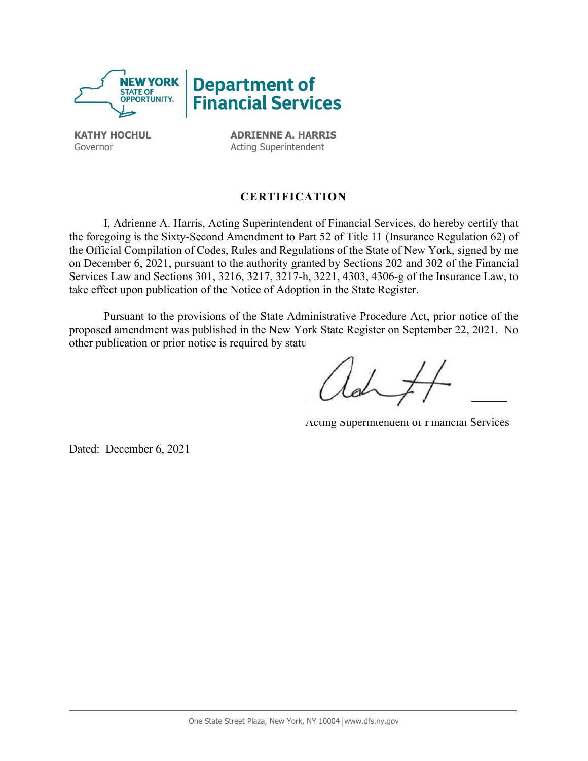**KATHY HOCHUL**
Governor

**ADRIENNE A. HARRIS**
Acting Superintendent

## CERTIFICATION

I, Adrienne A. Harris, Acting Superintendent of Financial Services, do hereby certify that the foregoing is the Sixty-Second Amendment to Part 52 of Title 11 (Insurance Regulation 62) of the Official Compilation of Codes, Rules and Regulations of the State of New York, signed by me on December 6, 2021, pursuant to the authority granted by Sections 202 and 302 of the Financial Services Law and Sections 301, 3216, 3217, 3217-h, 3221, 4303, 4306-g of the Insurance Law, to take effect upon publication of the Notice of Adoption in the State Register.

Pursuant to the provisions of the State Administrative Procedure Act, prior notice of the proposed amendment was published in the New York State Register on September 22, 2021. No other publication or prior notice is required by statu

Acting Superintendent of Financial Services

Dated: December 6, 2021